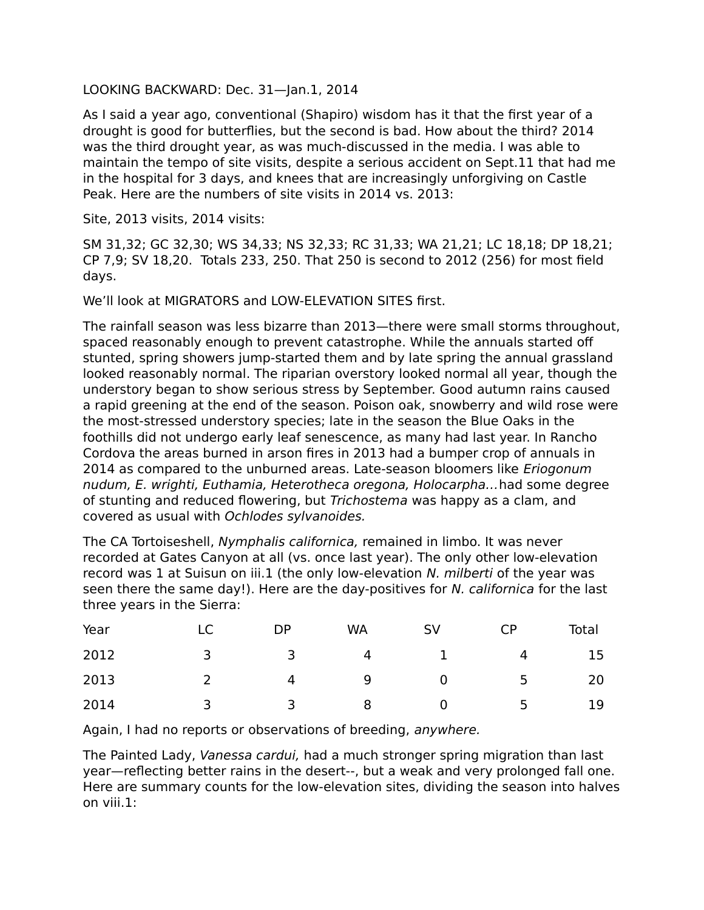LOOKING BACKWARD: Dec. 31—Jan.1, 2014

As I said a year ago, conventional (Shapiro) wisdom has it that the first year of a drought is good for butterflies, but the second is bad. How about the third? 2014 was the third drought year, as was much-discussed in the media. I was able to maintain the tempo of site visits, despite a serious accident on Sept.11 that had me in the hospital for 3 days, and knees that are increasingly unforgiving on Castle Peak. Here are the numbers of site visits in 2014 vs. 2013:

Site, 2013 visits, 2014 visits:

SM 31,32; GC 32,30; WS 34,33; NS 32,33; RC 31,33; WA 21,21; LC 18,18; DP 18,21; CP 7,9; SV 18,20. Totals 233, 250. That 250 is second to 2012 (256) for most field days.

We'll look at MIGRATORS and LOW-ELEVATION SITES first.

The rainfall season was less bizarre than 2013—there were small storms throughout, spaced reasonably enough to prevent catastrophe. While the annuals started off stunted, spring showers jump-started them and by late spring the annual grassland looked reasonably normal. The riparian overstory looked normal all year, though the understory began to show serious stress by September. Good autumn rains caused a rapid greening at the end of the season. Poison oak, snowberry and wild rose were the most-stressed understory species; late in the season the Blue Oaks in the foothills did not undergo early leaf senescence, as many had last year. In Rancho Cordova the areas burned in arson fires in 2013 had a bumper crop of annuals in 2014 as compared to the unburned areas. Late-season bloomers like *Eriogonum nudum, E. wrighti, Euthamia, Heterotheca oregona, Holocarpha…*had some degree of stunting and reduced flowering, but *Trichostema* was happy as a clam, and covered as usual with *Ochlodes sylvanoides.*

The CA Tortoiseshell, *Nymphalis californica,* remained in limbo. It was never recorded at Gates Canyon at all (vs. once last year). The only other low-elevation record was 1 at Suisun on iii.1 (the only low-elevation *N. milberti* of the year was seen there the same day!). Here are the day-positives for *N. californica* for the last three years in the Sierra:

| Year | LC | DP | WA | SV | CP | Total |
|---|---|---|---|---|---|---|
| 2012 | 3 | 3 | 4 | 1 | 4 | 15 |
| 2013 | 2 | 4 | 9 | 0 | 5 | 20 |
| 2014 | 3 | 3 | 8 | 0 | 5 | 19 |

Again, I had no reports or observations of breeding, *anywhere.*

The Painted Lady, *Vanessa cardui,* had a much stronger spring migration than last year—reflecting better rains in the desert--, but a weak and very prolonged fall one. Here are summary counts for the low-elevation sites, dividing the season into halves on viii.1: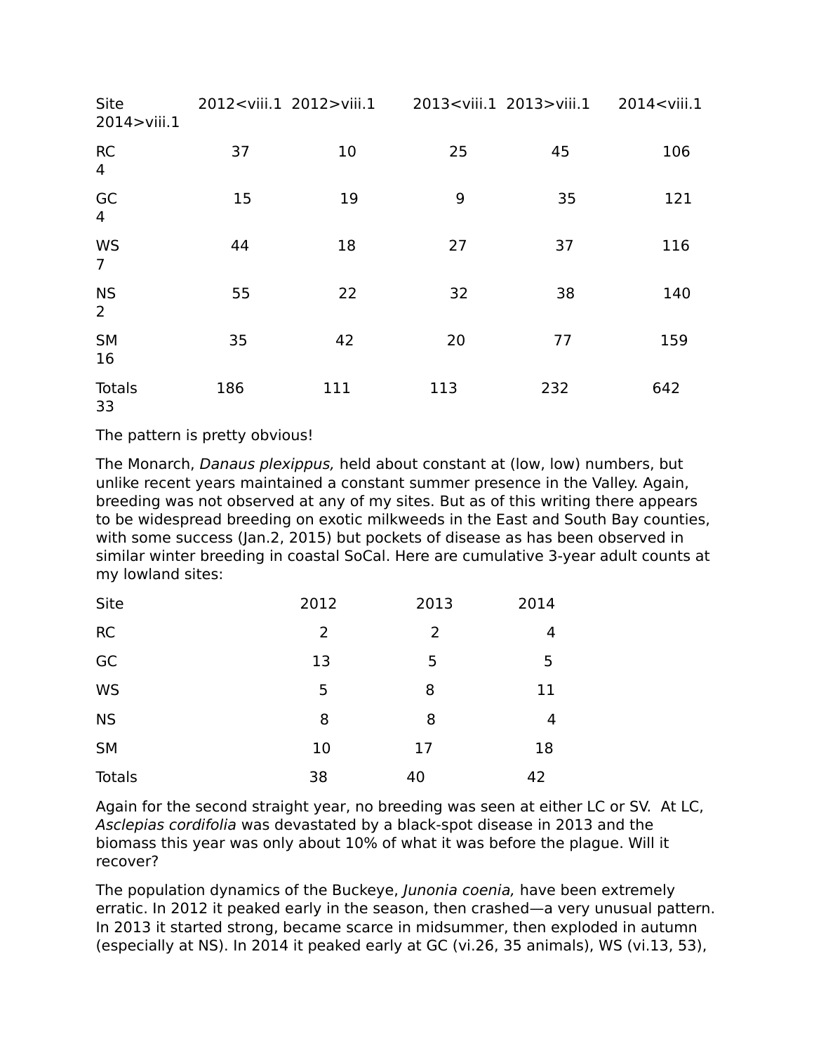| Site | 2012<viii.1 | 2012>viii.1 | 2013<viii.1 | 2013>viii.1 | 2014<viii.1 | 2014>viii.1 |
|---|---|---|---|---|---|---|
| RC | 37 | 10 | 25 | 45 | 106 | 4 |
| GC | 15 | 19 | 9 | 35 | 121 | 4 |
| WS | 44 | 18 | 27 | 37 | 116 | 7 |
| NS | 55 | 22 | 32 | 38 | 140 | 2 |
| SM | 35 | 42 | 20 | 77 | 159 | 16 |
| Totals | 186 | 111 | 113 | 232 | 642 | 33 |

The pattern is pretty obvious!

The Monarch, *Danaus plexippus,* held about constant at (low, low) numbers, but unlike recent years maintained a constant summer presence in the Valley. Again, breeding was not observed at any of my sites. But as of this writing there appears to be widespread breeding on exotic milkweeds in the East and South Bay counties, with some success (Jan.2, 2015) but pockets of disease as has been observed in similar winter breeding in coastal SoCal. Here are cumulative 3-year adult counts at my lowland sites:

| Site | 2012 | 2013 | 2014 |
|---|---|---|---|
| RC | 2 | 2 | 4 |
| GC | 13 | 5 | 5 |
| WS | 5 | 8 | 11 |
| NS | 8 | 8 | 4 |
| SM | 10 | 17 | 18 |
| Totals | 38 | 40 | 42 |

Again for the second straight year, no breeding was seen at either LC or SV. At LC, *Asclepias cordifolia* was devastated by a black-spot disease in 2013 and the biomass this year was only about 10% of what it was before the plague. Will it recover?

The population dynamics of the Buckeye, *Junonia coenia,* have been extremely erratic. In 2012 it peaked early in the season, then crashed—a very unusual pattern. In 2013 it started strong, became scarce in midsummer, then exploded in autumn (especially at NS). In 2014 it peaked early at GC (vi.26, 35 animals), WS (vi.13, 53),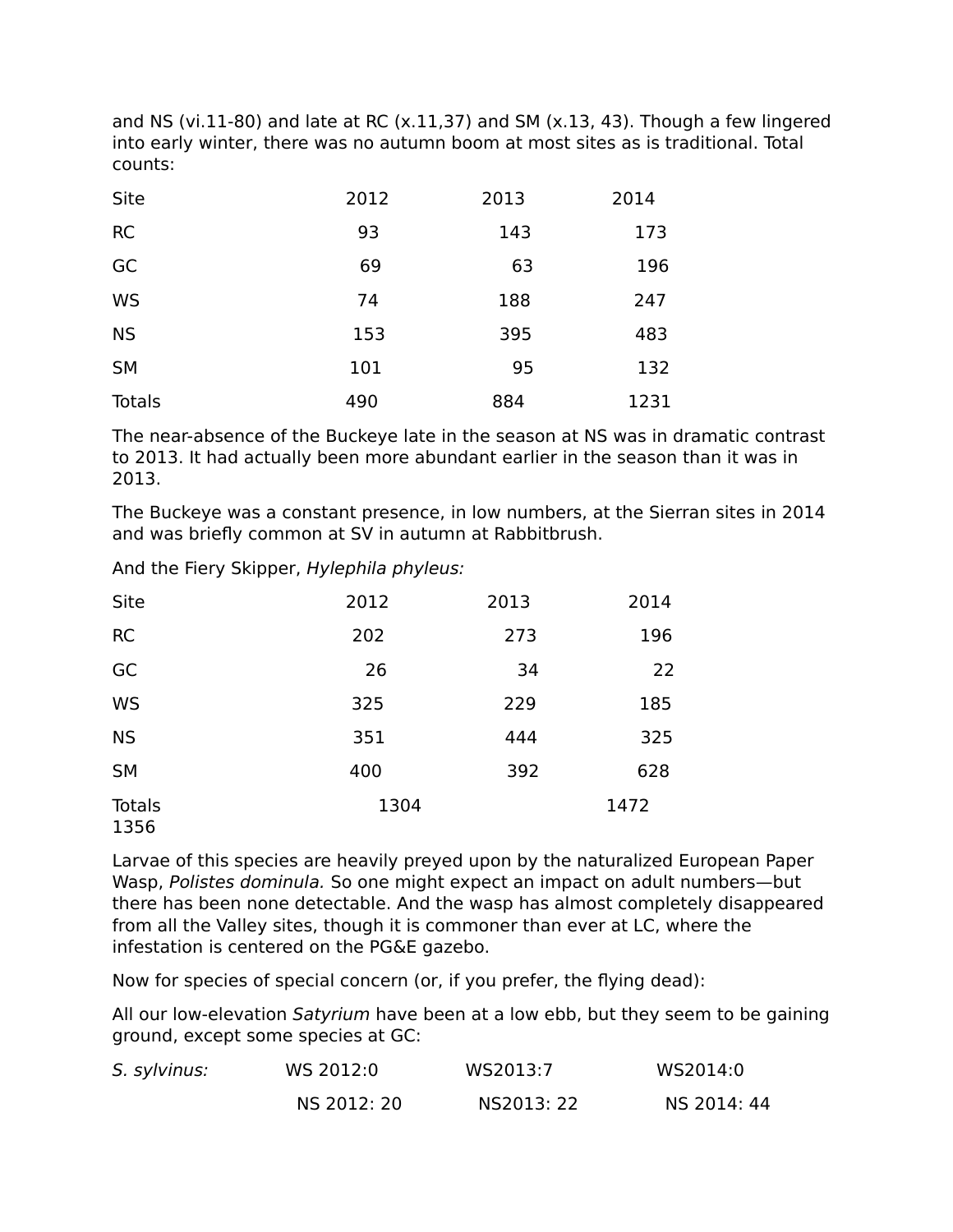and NS (vi.11-80) and late at RC (x.11,37) and SM (x.13, 43). Though a few lingered into early winter, there was no autumn boom at most sites as is traditional. Total counts:

| Site | 2012 | 2013 | 2014 |
|---|---|---|---|
| RC | 93 | 143 | 173 |
| GC | 69 | 63 | 196 |
| WS | 74 | 188 | 247 |
| NS | 153 | 395 | 483 |
| SM | 101 | 95 | 132 |
| Totals | 490 | 884 | 1231 |

The near-absence of the Buckeye late in the season at NS was in dramatic contrast to 2013. It had actually been more abundant earlier in the season than it was in 2013.

The Buckeye was a constant presence, in low numbers, at the Sierran sites in 2014 and was briefly common at SV in autumn at Rabbitbrush.

And the Fiery Skipper, *Hylephila phyleus:*

| Site | 2012 | 2013 | 2014 |
|---|---|---|---|
| RC | 202 | 273 | 196 |
| GC | 26 | 34 | 22 |
| WS | 325 | 229 | 185 |
| NS | 351 | 444 | 325 |
| SM | 400 | 392 | 628 |
| Totals | 1304 | 1472 | 1356 |

Larvae of this species are heavily preyed upon by the naturalized European Paper Wasp, *Polistes dominula.* So one might expect an impact on adult numbers—but there has been none detectable. And the wasp has almost completely disappeared from all the Valley sites, though it is commoner than ever at LC, where the infestation is centered on the PG&E gazebo.

Now for species of special concern (or, if you prefer, the flying dead):

All our low-elevation *Satyrium* have been at a low ebb, but they seem to be gaining ground, except some species at GC:

| | | | |
|---|---|---|---|
| *S. sylvinus:* | WS 2012:0 | WS2013:7 | WS2014:0 |
| | NS 2012: 20 | NS2013: 22 | NS 2014: 44 |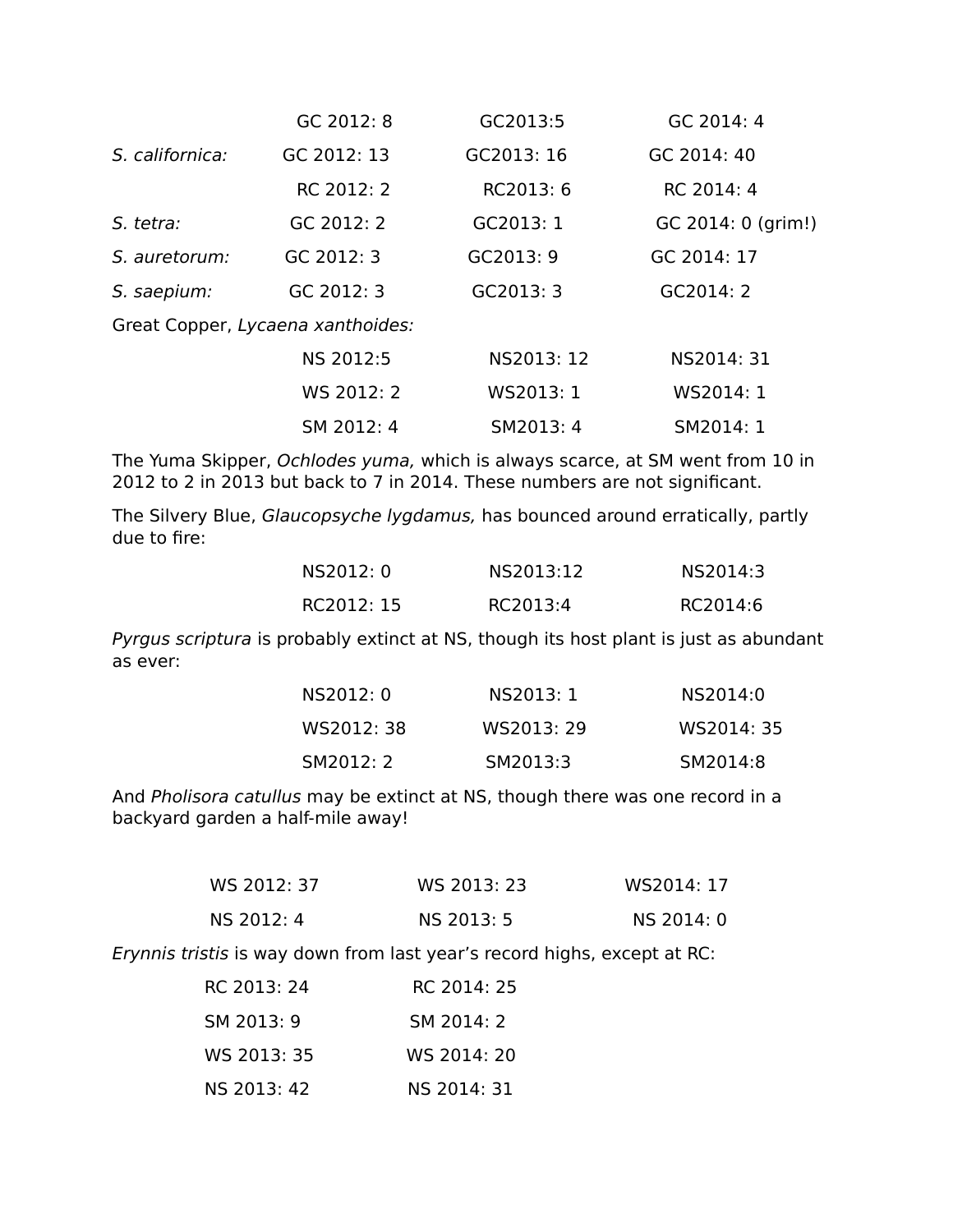| | | | |
|---|---|---|---|
| | GC 2012: 8 | GC2013:5 | GC 2014: 4 |
| *S. californica:* | GC 2012: 13 | GC2013: 16 | GC 2014: 40 |
| | RC 2012: 2 | RC2013: 6 | RC 2014: 4 |
| *S. tetra:* | GC 2012: 2 | GC2013: 1 | GC 2014: 0 (grim!) |
| *S. auretorum:* | GC 2012: 3 | GC2013: 9 | GC 2014: 17 |
| *S. saepium:* | GC 2012: 3 | GC2013: 3 | GC2014: 2 |

Great Copper, *Lycaena xanthoides:*

| | | |
|---|---|---|
| NS 2012:5 | NS2013: 12 | NS2014: 31 |
| WS 2012: 2 | WS2013: 1 | WS2014: 1 |
| SM 2012: 4 | SM2013: 4 | SM2014: 1 |

The Yuma Skipper, *Ochlodes yuma,* which is always scarce, at SM went from 10 in 2012 to 2 in 2013 but back to 7 in 2014. These numbers are not significant.

The Silvery Blue, *Glaucopsyche lygdamus,* has bounced around erratically, partly due to fire:

| | | |
|---|---|---|
| NS2012: 0 | NS2013:12 | NS2014:3 |
| RC2012: 15 | RC2013:4 | RC2014:6 |

*Pyrgus scriptura* is probably extinct at NS, though its host plant is just as abundant as ever:

| | | |
|---|---|---|
| NS2012: 0 | NS2013: 1 | NS2014:0 |
| WS2012: 38 | WS2013: 29 | WS2014: 35 |
| SM2012: 2 | SM2013:3 | SM2014:8 |

And *Pholisora catullus* may be extinct at NS, though there was one record in a backyard garden a half-mile away!

| | | |
|---|---|---|
| WS 2012: 37 | WS 2013: 23 | WS2014: 17 |
| NS 2012: 4 | NS 2013: 5 | NS 2014: 0 |

*Erynnis tristis* is way down from last year's record highs, except at RC:

| | |
|---|---|
| RC 2013: 24 | RC 2014: 25 |
| SM 2013: 9 | SM 2014: 2 |
| WS 2013: 35 | WS 2014: 20 |
| NS 2013: 42 | NS 2014: 31 |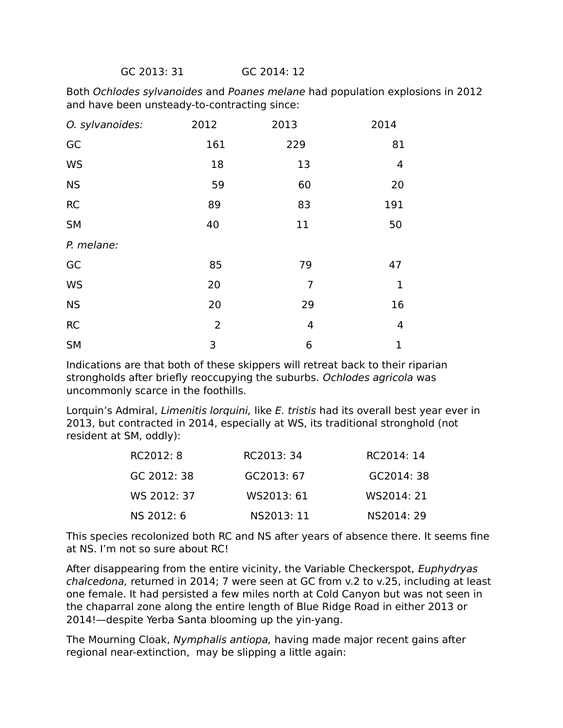| GC 2013: 31 | GC 2014: 12 |
|---|---|

Both *Ochlodes sylvanoides* and *Poanes melane* had population explosions in 2012 and have been unsteady-to-contracting since:

| *O. sylvanoides:* | 2012 | 2013 | 2014 |
|---|---|---|---|
| GC | 161 | 229 | 81 |
| WS | 18 | 13 | 4 |
| NS | 59 | 60 | 20 |
| RC | 89 | 83 | 191 |
| SM | 40 | 11 | 50 |
| *P. melane:* | | | |
| GC | 85 | 79 | 47 |
| WS | 20 | 7 | 1 |
| NS | 20 | 29 | 16 |
| RC | 2 | 4 | 4 |
| SM | 3 | 6 | 1 |

Indications are that both of these skippers will retreat back to their riparian strongholds after briefly reoccupying the suburbs. *Ochlodes agricola* was uncommonly scarce in the foothills.

Lorquin's Admiral, *Limenitis lorquini,* like *E. tristis* had its overall best year ever in 2013, but contracted in 2014, especially at WS, its traditional stronghold (not resident at SM, oddly):

| RC2012: 8 | RC2013: 34 | RC2014: 14 |
|---|---|---|
| GC 2012: 38 | GC2013: 67 | GC2014: 38 |
| WS 2012: 37 | WS2013: 61 | WS2014: 21 |
| NS 2012: 6 | NS2013: 11 | NS2014: 29 |

This species recolonized both RC and NS after years of absence there. It seems fine at NS. I'm not so sure about RC!

After disappearing from the entire vicinity, the Variable Checkerspot, *Euphydryas chalcedona,* returned in 2014; 7 were seen at GC from v.2 to v.25, including at least one female. It had persisted a few miles north at Cold Canyon but was not seen in the chaparral zone along the entire length of Blue Ridge Road in either 2013 or 2014!—despite Yerba Santa blooming up the yin-yang.

The Mourning Cloak, *Nymphalis antiopa,* having made major recent gains after regional near-extinction, may be slipping a little again: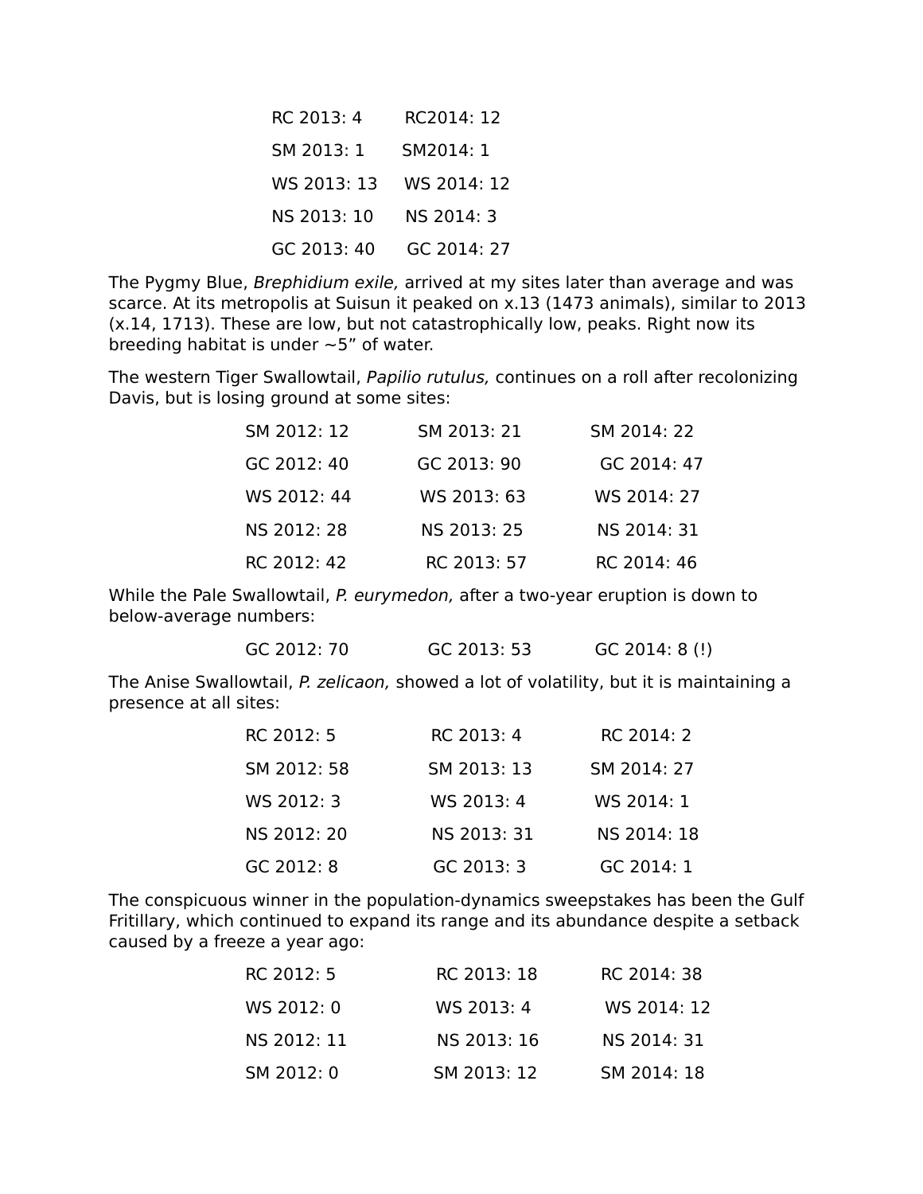RC 2013: 4 RC2014: 12

SM 2013: 1 SM2014: 1

WS 2013: 13 WS 2014: 12

NS 2013: 10 NS 2014: 3

GC 2013: 40 GC 2014: 27

The Pygmy Blue, *Brephidium exile,* arrived at my sites later than average and was scarce. At its metropolis at Suisun it peaked on x.13 (1473 animals), similar to 2013 (x.14, 1713). These are low, but not catastrophically low, peaks. Right now its breeding habitat is under ~5" of water.

The western Tiger Swallowtail, *Papilio rutulus,* continues on a roll after recolonizing Davis, but is losing ground at some sites:

SM 2012: 12 SM 2013: 21 SM 2014: 22

GC 2012: 40 GC 2013: 90 GC 2014: 47

WS 2012: 44 WS 2013: 63 WS 2014: 27

NS 2012: 28 NS 2013: 25 NS 2014: 31

RC 2012: 42 RC 2013: 57 RC 2014: 46

While the Pale Swallowtail, *P. eurymedon,* after a two-year eruption is down to below-average numbers:

GC 2012: 70 GC 2013: 53 GC 2014: 8 (!)

The Anise Swallowtail, *P. zelicaon,* showed a lot of volatility, but it is maintaining a presence at all sites:

RC 2012: 5 RC 2013: 4 RC 2014: 2

SM 2012: 58 SM 2013: 13 SM 2014: 27

WS 2012: 3 WS 2013: 4 WS 2014: 1

NS 2012: 20 NS 2013: 31 NS 2014: 18

GC 2012: 8 GC 2013: 3 GC 2014: 1

The conspicuous winner in the population-dynamics sweepstakes has been the Gulf Fritillary, which continued to expand its range and its abundance despite a setback caused by a freeze a year ago:

RC 2012: 5 RC 2013: 18 RC 2014: 38

WS 2012: 0 WS 2013: 4 WS 2014: 12

NS 2012: 11 NS 2013: 16 NS 2014: 31

SM 2012: 0 SM 2013: 12 SM 2014: 18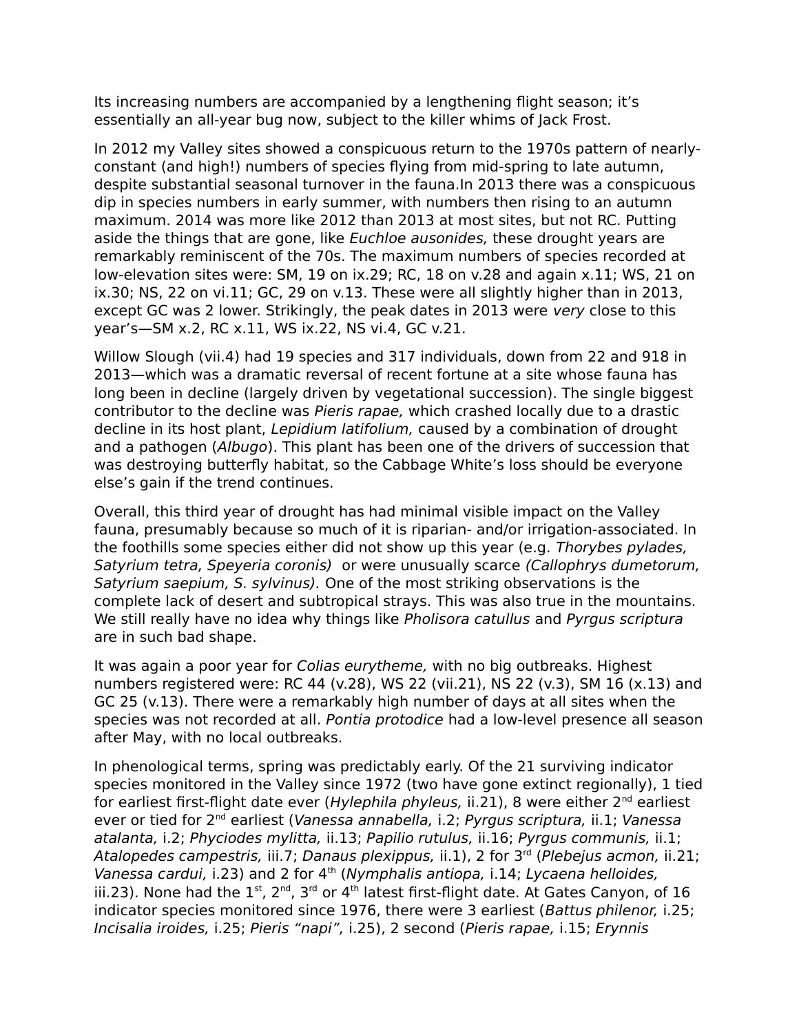Its increasing numbers are accompanied by a lengthening flight season; it's essentially an all-year bug now, subject to the killer whims of Jack Frost.

In 2012 my Valley sites showed a conspicuous return to the 1970s pattern of nearly-constant (and high!) numbers of species flying from mid-spring to late autumn, despite substantial seasonal turnover in the fauna.In 2013 there was a conspicuous dip in species numbers in early summer, with numbers then rising to an autumn maximum. 2014 was more like 2012 than 2013 at most sites, but not RC. Putting aside the things that are gone, like *Euchloe ausonides,* these drought years are remarkably reminiscent of the 70s. The maximum numbers of species recorded at low-elevation sites were: SM, 19 on ix.29; RC, 18 on v.28 and again x.11; WS, 21 on ix.30; NS, 22 on vi.11; GC, 29 on v.13. These were all slightly higher than in 2013, except GC was 2 lower. Strikingly, the peak dates in 2013 were *very* close to this year's—SM x.2, RC x.11, WS ix.22, NS vi.4, GC v.21.

Willow Slough (vii.4) had 19 species and 317 individuals, down from 22 and 918 in 2013—which was a dramatic reversal of recent fortune at a site whose fauna has long been in decline (largely driven by vegetational succession). The single biggest contributor to the decline was *Pieris rapae,* which crashed locally due to a drastic decline in its host plant, *Lepidium latifolium,* caused by a combination of drought and a pathogen (*Albugo*). This plant has been one of the drivers of succession that was destroying butterfly habitat, so the Cabbage White's loss should be everyone else's gain if the trend continues.

Overall, this third year of drought has had minimal visible impact on the Valley fauna, presumably because so much of it is riparian- and/or irrigation-associated. In the foothills some species either did not show up this year (e.g. *Thorybes pylades, Satyrium tetra, Speyeria coronis)* or were unusually scarce *(Callophrys dumetorum, Satyrium saepium, S. sylvinus).* One of the most striking observations is the complete lack of desert and subtropical strays. This was also true in the mountains. We still really have no idea why things like *Pholisora catullus* and *Pyrgus scriptura* are in such bad shape.

It was again a poor year for *Colias eurytheme,* with no big outbreaks. Highest numbers registered were: RC 44 (v.28), WS 22 (vii.21), NS 22 (v.3), SM 16 (x.13) and GC 25 (v.13). There were a remarkably high number of days at all sites when the species was not recorded at all. *Pontia protodice* had a low-level presence all season after May, with no local outbreaks.

In phenological terms, spring was predictably early. Of the 21 surviving indicator species monitored in the Valley since 1972 (two have gone extinct regionally), 1 tied for earliest first-flight date ever (*Hylephila phyleus,* ii.21), 8 were either 2nd earliest ever or tied for 2nd earliest (*Vanessa annabella,* i.2; *Pyrgus scriptura,* ii.1; *Vanessa atalanta,* i.2; *Phyciodes mylitta,* ii.13; *Papilio rutulus,* ii.16; *Pyrgus communis,* ii.1; *Atalopedes campestris,* iii.7; *Danaus plexippus,* ii.1), 2 for 3rd (*Plebejus acmon,* ii.21; *Vanessa cardui,* i.23) and 2 for 4th (*Nymphalis antiopa,* i.14; *Lycaena helloides,* iii.23). None had the 1st, 2nd, 3rd or 4th latest first-flight date. At Gates Canyon, of 16 indicator species monitored since 1976, there were 3 earliest (*Battus philenor,* i.25; *Incisalia iroides,* i.25; *Pieris "napi",* i.25), 2 second (*Pieris rapae,* i.15; *Erynnis*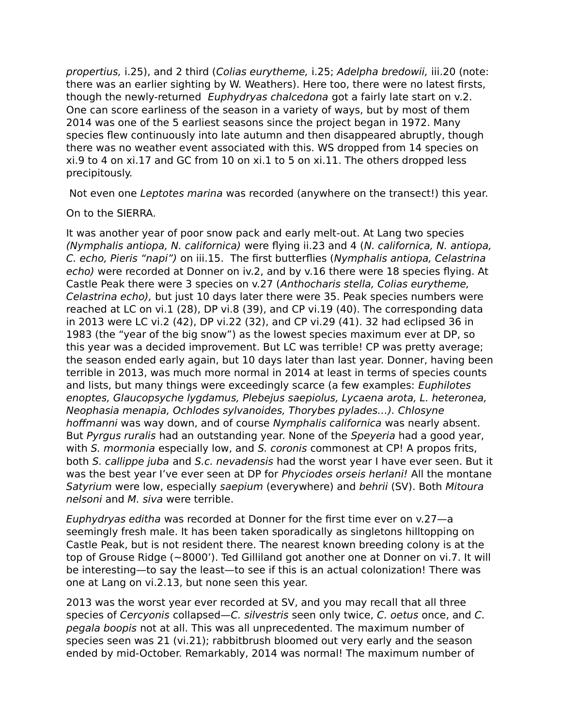*propertius,* i.25), and 2 third (*Colias eurytheme,* i.25; *Adelpha bredowii,* iii.20 (note: there was an earlier sighting by W. Weathers). Here too, there were no latest firsts, though the newly-returned *Euphydryas chalcedona* got a fairly late start on v.2. One can score earliness of the season in a variety of ways, but by most of them 2014 was one of the 5 earliest seasons since the project began in 1972. Many species flew continuously into late autumn and then disappeared abruptly, though there was no weather event associated with this. WS dropped from 14 species on xi.9 to 4 on xi.17 and GC from 10 on xi.1 to 5 on xi.11. The others dropped less precipitously.

Not even one *Leptotes marina* was recorded (anywhere on the transect!) this year.

On to the SIERRA.

It was another year of poor snow pack and early melt-out. At Lang two species *(Nymphalis antiopa, N. californica)* were flying ii.23 and 4 (*N. californica, N. antiopa, C. echo, Pieris "napi")* on iii.15. The first butterflies (*Nymphalis antiopa, Celastrina echo)* were recorded at Donner on iv.2, and by v.16 there were 18 species flying. At Castle Peak there were 3 species on v.27 (*Anthocharis stella, Colias eurytheme, Celastrina echo),* but just 10 days later there were 35. Peak species numbers were reached at LC on vi.1 (28), DP vi.8 (39), and CP vi.19 (40). The corresponding data in 2013 were LC vi.2 (42), DP vi.22 (32), and CP vi.29 (41). 32 had eclipsed 36 in 1983 (the "year of the big snow") as the lowest species maximum ever at DP, so this year was a decided improvement. But LC was terrible! CP was pretty average; the season ended early again, but 10 days later than last year. Donner, having been terrible in 2013, was much more normal in 2014 at least in terms of species counts and lists, but many things were exceedingly scarce (a few examples: *Euphilotes enoptes, Glaucopsyche lygdamus, Plebejus saepiolus, Lycaena arota, L. heteronea, Neophasia menapia, Ochlodes sylvanoides, Thorybes pylades…). Chlosyne hoffmanni* was way down, and of course *Nymphalis californica* was nearly absent. But *Pyrgus ruralis* had an outstanding year. None of the *Speyeria* had a good year, with *S. mormonia* especially low, and *S. coronis* commonest at CP! A propos frits, both *S. callippe juba* and *S.c. nevadensis* had the worst year I have ever seen. But it was the best year I've ever seen at DP for *Phyciodes orseis herlani!* All the montane *Satyrium* were low, especially *saepium* (everywhere) and *behrii* (SV). Both *Mitoura nelsoni* and *M. siva* were terrible.

*Euphydryas editha* was recorded at Donner for the first time ever on v.27—a seemingly fresh male. It has been taken sporadically as singletons hilltopping on Castle Peak, but is not resident there. The nearest known breeding colony is at the top of Grouse Ridge (~8000'). Ted Gilliland got another one at Donner on vi.7. It will be interesting—to say the least—to see if this is an actual colonization! There was one at Lang on vi.2.13, but none seen this year.

2013 was the worst year ever recorded at SV, and you may recall that all three species of *Cercyonis* collapsed—*C. silvestris* seen only twice, *C. oetus* once, and *C. pegala boopis* not at all. This was all unprecedented. The maximum number of species seen was 21 (vi.21); rabbitbrush bloomed out very early and the season ended by mid-October. Remarkably, 2014 was normal! The maximum number of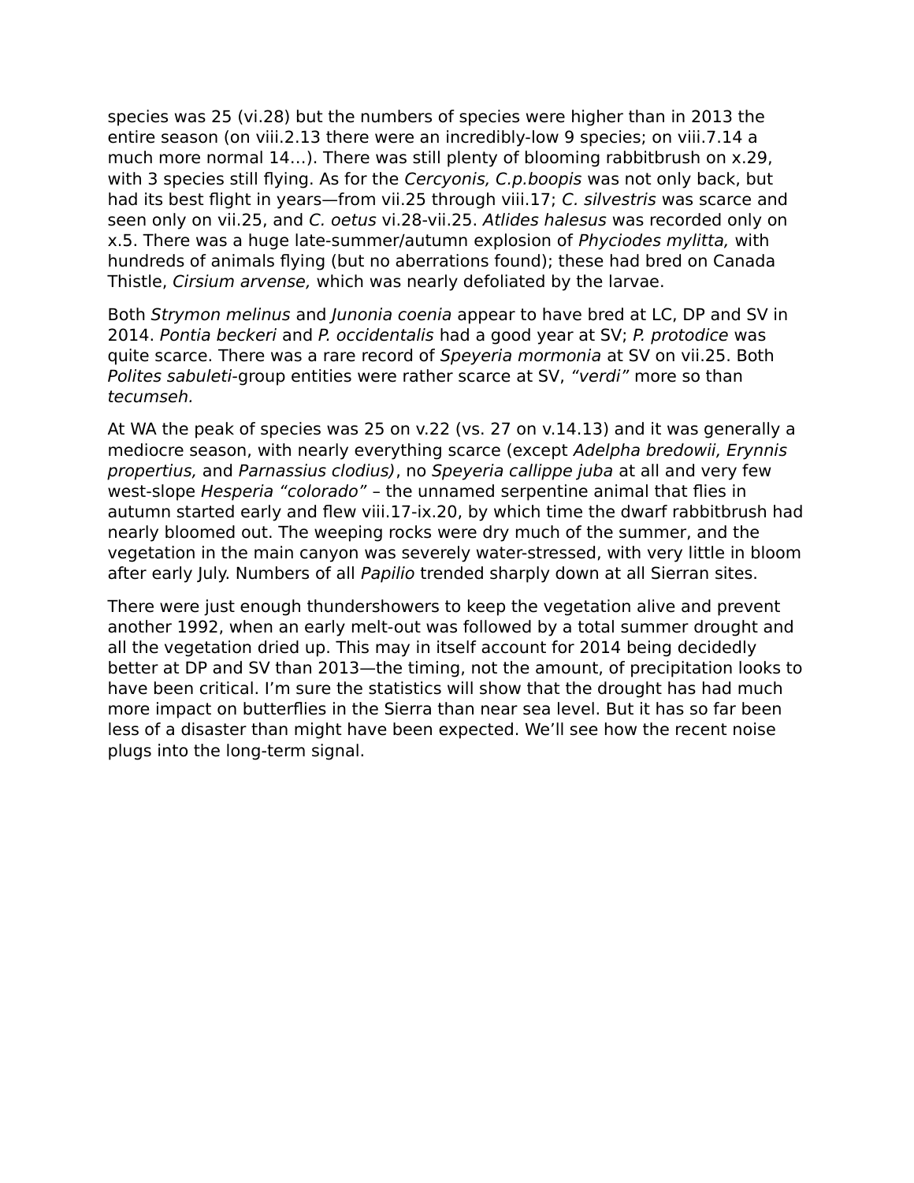species was 25 (vi.28) but the numbers of species were higher than in 2013 the entire season (on viii.2.13 there were an incredibly-low 9 species; on viii.7.14 a much more normal 14…). There was still plenty of blooming rabbitbrush on x.29, with 3 species still flying. As for the *Cercyonis, C.p.boopis* was not only back, but had its best flight in years—from vii.25 through viii.17; *C. silvestris* was scarce and seen only on vii.25, and *C. oetus* vi.28-vii.25. *Atlides halesus* was recorded only on x.5. There was a huge late-summer/autumn explosion of *Phyciodes mylitta,* with hundreds of animals flying (but no aberrations found); these had bred on Canada Thistle, *Cirsium arvense,* which was nearly defoliated by the larvae.

Both *Strymon melinus* and *Junonia coenia* appear to have bred at LC, DP and SV in 2014. *Pontia beckeri* and *P. occidentalis* had a good year at SV; *P. protodice* was quite scarce. There was a rare record of *Speyeria mormonia* at SV on vii.25. Both *Polites sabuleti*-group entities were rather scarce at SV, *"verdi"* more so than *tecumseh.*

At WA the peak of species was 25 on v.22 (vs. 27 on v.14.13) and it was generally a mediocre season, with nearly everything scarce (except *Adelpha bredowii, Erynnis propertius,* and *Parnassius clodius)*, no *Speyeria callippe juba* at all and very few west-slope *Hesperia "colorado"* – the unnamed serpentine animal that flies in autumn started early and flew viii.17-ix.20, by which time the dwarf rabbitbrush had nearly bloomed out. The weeping rocks were dry much of the summer, and the vegetation in the main canyon was severely water-stressed, with very little in bloom after early July. Numbers of all *Papilio* trended sharply down at all Sierran sites.

There were just enough thundershowers to keep the vegetation alive and prevent another 1992, when an early melt-out was followed by a total summer drought and all the vegetation dried up. This may in itself account for 2014 being decidedly better at DP and SV than 2013—the timing, not the amount, of precipitation looks to have been critical. I'm sure the statistics will show that the drought has had much more impact on butterflies in the Sierra than near sea level. But it has so far been less of a disaster than might have been expected. We'll see how the recent noise plugs into the long-term signal.